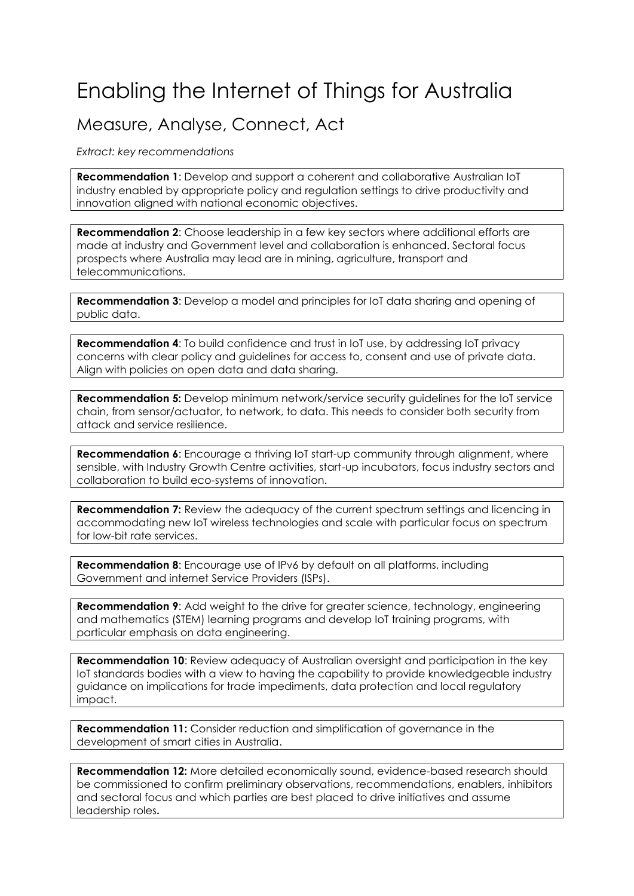# Enabling the Internet of Things for Australia

## Measure, Analyse, Connect, Act

*Extract: key recommendations*

**Recommendation 1**: Develop and support a coherent and collaborative Australian IoT industry enabled by appropriate policy and regulation settings to drive productivity and innovation aligned with national economic objectives.

**Recommendation 2**: Choose leadership in a few key sectors where additional efforts are made at industry and Government level and collaboration is enhanced. Sectoral focus prospects where Australia may lead are in mining, agriculture, transport and telecommunications.

**Recommendation 3**: Develop a model and principles for IoT data sharing and opening of public data.

**Recommendation 4**: To build confidence and trust in IoT use, by addressing IoT privacy concerns with clear policy and guidelines for access to, consent and use of private data. Align with policies on open data and data sharing.

**Recommendation 5:** Develop minimum network/service security guidelines for the IoT service chain, from sensor/actuator, to network, to data. This needs to consider both security from attack and service resilience.

**Recommendation 6**: Encourage a thriving IoT start-up community through alignment, where sensible, with Industry Growth Centre activities, start-up incubators, focus industry sectors and collaboration to build eco-systems of innovation.

**Recommendation 7:** Review the adequacy of the current spectrum settings and licencing in accommodating new IoT wireless technologies and scale with particular focus on spectrum for low-bit rate services.

**Recommendation 8**: Encourage use of IPv6 by default on all platforms, including Government and internet Service Providers (ISPs).

**Recommendation 9**: Add weight to the drive for greater science, technology, engineering and mathematics (STEM) learning programs and develop IoT training programs, with particular emphasis on data engineering.

**Recommendation 10**: Review adequacy of Australian oversight and participation in the key IoT standards bodies with a view to having the capability to provide knowledgeable industry guidance on implications for trade impediments, data protection and local regulatory impact.

**Recommendation 11:** Consider reduction and simplification of governance in the development of smart cities in Australia.

**Recommendation 12:** More detailed economically sound, evidence-based research should be commissioned to confirm preliminary observations, recommendations, enablers, inhibitors and sectoral focus and which parties are best placed to drive initiatives and assume leadership roles**.**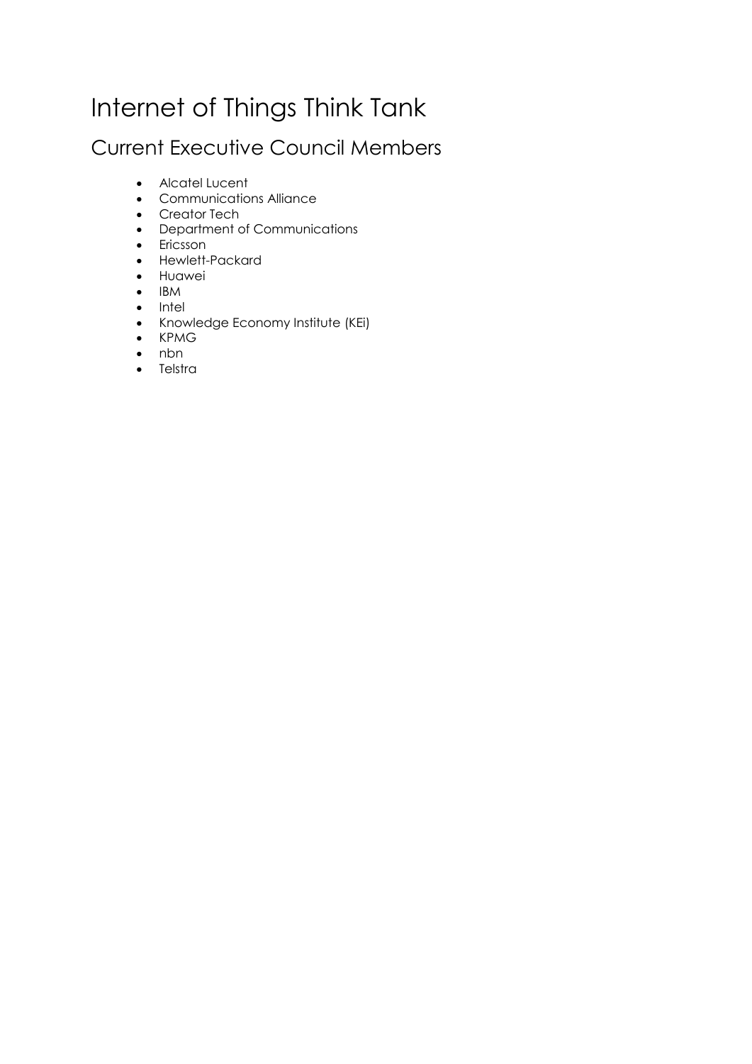# Internet of Things Think Tank

## Current Executive Council Members

- Alcatel Lucent
- Communications Alliance
- Creator Tech
- Department of Communications
- Ericsson
- Hewlett-Packard
- Huawei
- IBM
- Intel
- Knowledge Economy Institute (KEi)
- KPMG
- nbn
- Telstra